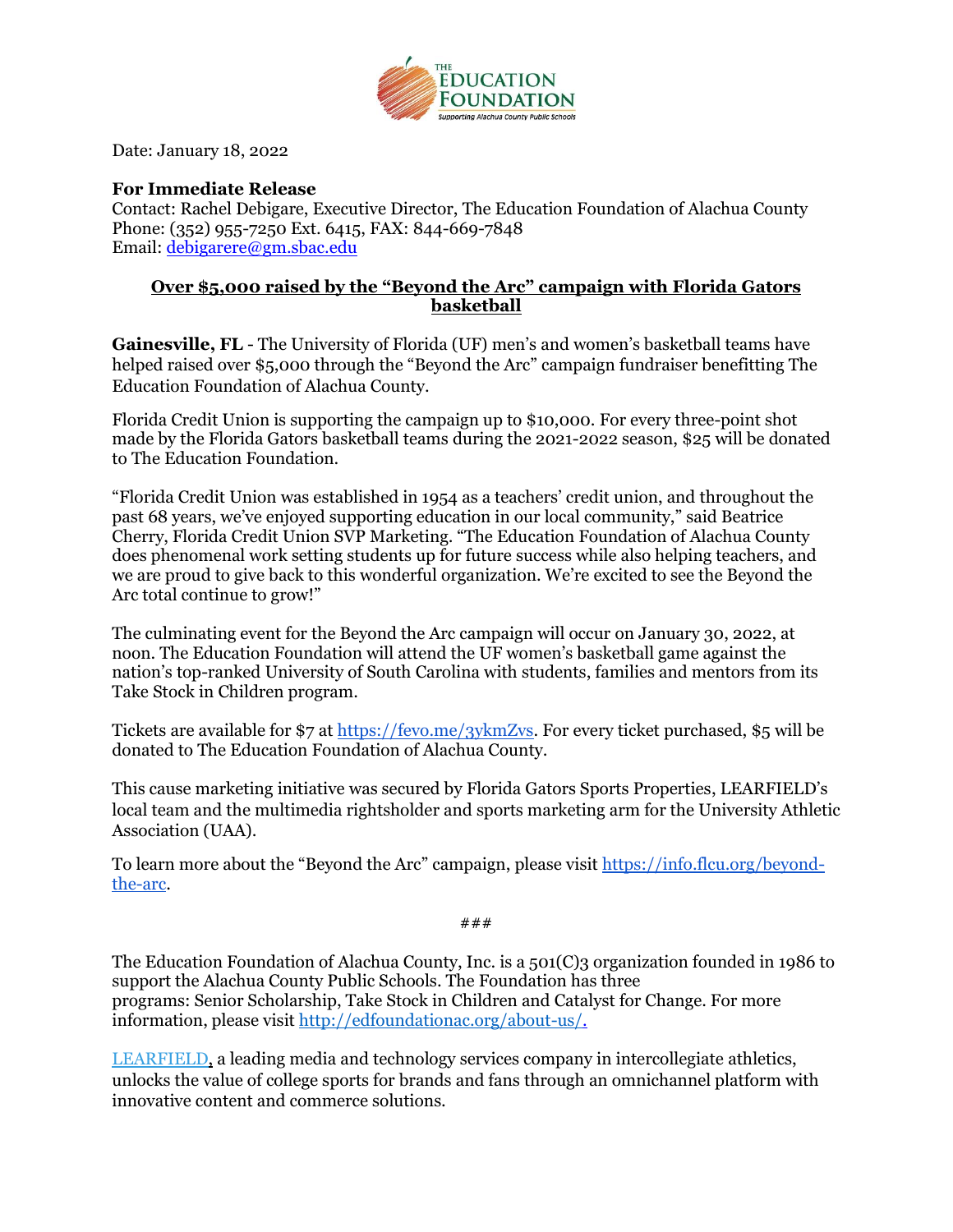THE EDUCATION FOUNDATION
Supporting Alachua County Public Schools

Date: January 18, 2022

**For Immediate Release**
Contact: Rachel Debigare, Executive Director, The Education Foundation of Alachua County
Phone: (352) 955-7250 Ext. 6415, FAX: 844-669-7848
Email: [debigarere@gm.sbac.edu](mailto:debigarere@gm.sbac.edu)

## Over $5,000 raised by the "Beyond the Arc" campaign with Florida Gators basketball

**Gainesville, FL** - The University of Florida (UF) men's and women's basketball teams have helped raised over $5,000 through the "Beyond the Arc" campaign fundraiser benefitting The Education Foundation of Alachua County.

Florida Credit Union is supporting the campaign up to $10,000. For every three-point shot made by the Florida Gators basketball teams during the 2021-2022 season, $25 will be donated to The Education Foundation.

"Florida Credit Union was established in 1954 as a teachers' credit union, and throughout the past 68 years, we've enjoyed supporting education in our local community," said Beatrice Cherry, Florida Credit Union SVP Marketing. "The Education Foundation of Alachua County does phenomenal work setting students up for future success while also helping teachers, and we are proud to give back to this wonderful organization. We're excited to see the Beyond the Arc total continue to grow!"

The culminating event for the Beyond the Arc campaign will occur on January 30, 2022, at noon. The Education Foundation will attend the UF women's basketball game against the nation's top-ranked University of South Carolina with students, families and mentors from its Take Stock in Children program.

Tickets are available for $7 at [https://fevo.me/3ykmZvs](https://fevo.me/3ykmZvs). For every ticket purchased, $5 will be donated to The Education Foundation of Alachua County.

This cause marketing initiative was secured by Florida Gators Sports Properties, LEARFIELD's local team and the multimedia rightsholder and sports marketing arm for the University Athletic Association (UAA).

To learn more about the "Beyond the Arc" campaign, please visit [https://info.flcu.org/beyond-the-arc](https://info.flcu.org/beyond-the-arc).

###

The Education Foundation of Alachua County, Inc. is a 501(C)3 organization founded in 1986 to support the Alachua County Public Schools. The Foundation has three programs: Senior Scholarship, Take Stock in Children and Catalyst for Change. For more information, please visit [http://edfoundationac.org/about-us/](http://edfoundationac.org/about-us/).

LEARFIELD, a leading media and technology services company in intercollegiate athletics, unlocks the value of college sports for brands and fans through an omnichannel platform with innovative content and commerce solutions.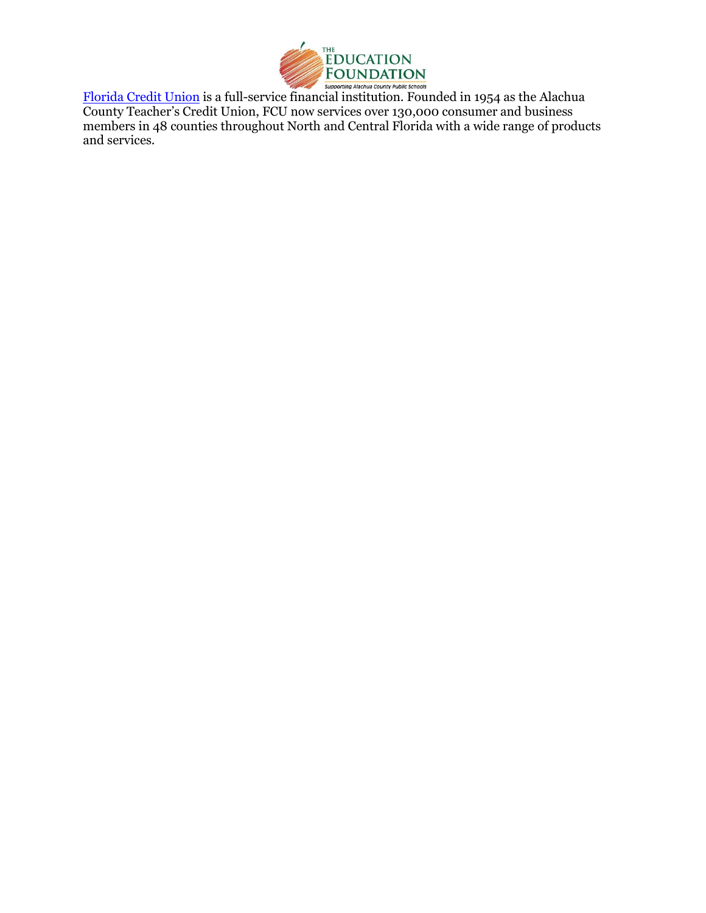[Florida Credit Union] is a full-service financial institution. Founded in 1954 as the Alachua County Teacher's Credit Union, FCU now services over 130,000 consumer and business members in 48 counties throughout North and Central Florida with a wide range of products and services.